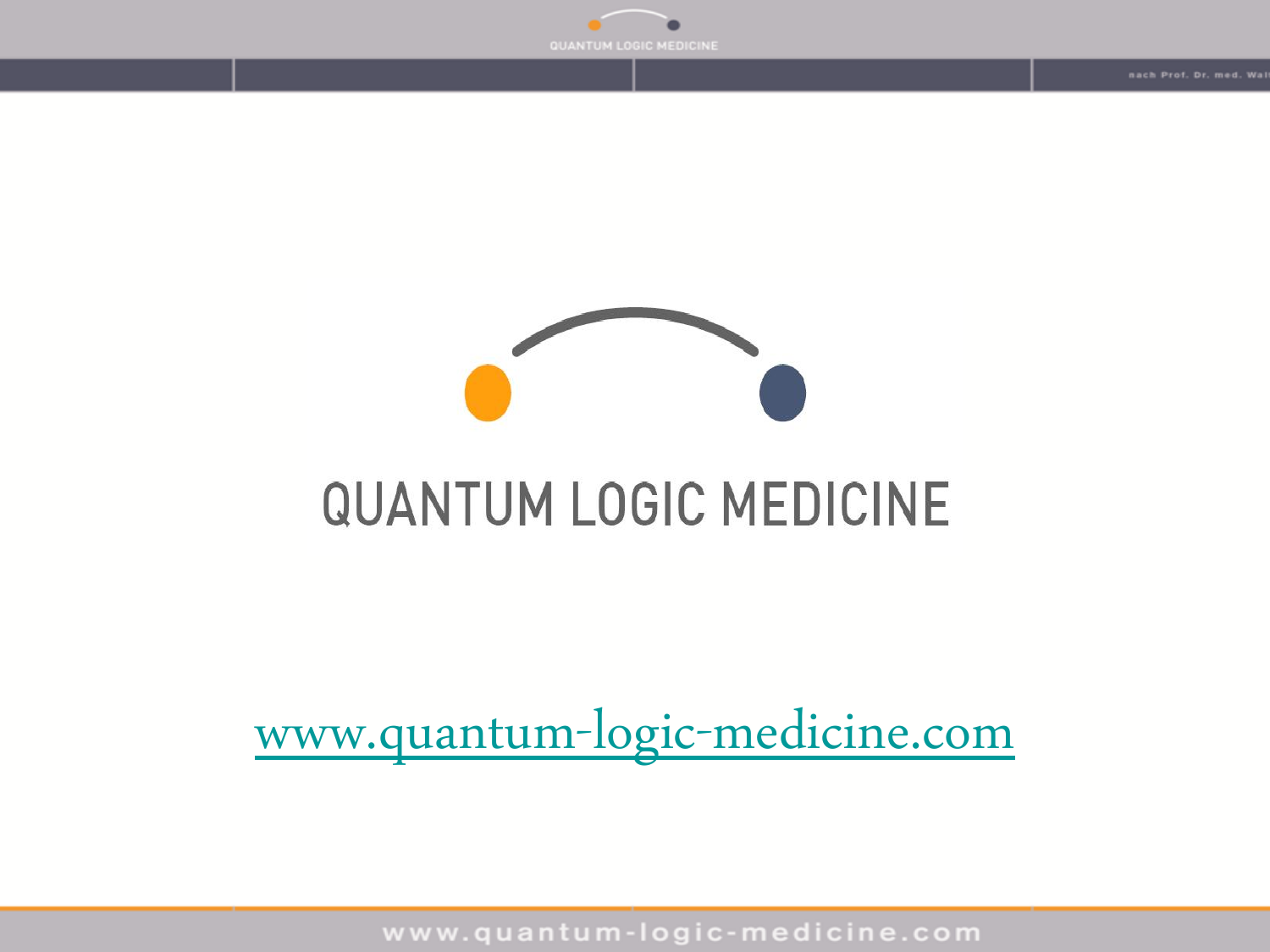# QUANTUM LOGIC MEDICINE

[www.quantum-logic-medicine.com](http://www.quantum-logic-medicine.com)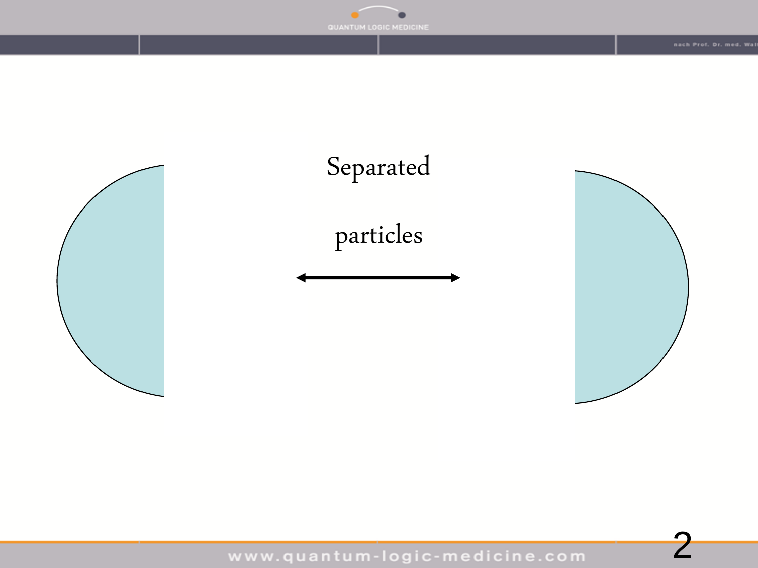Separated

particles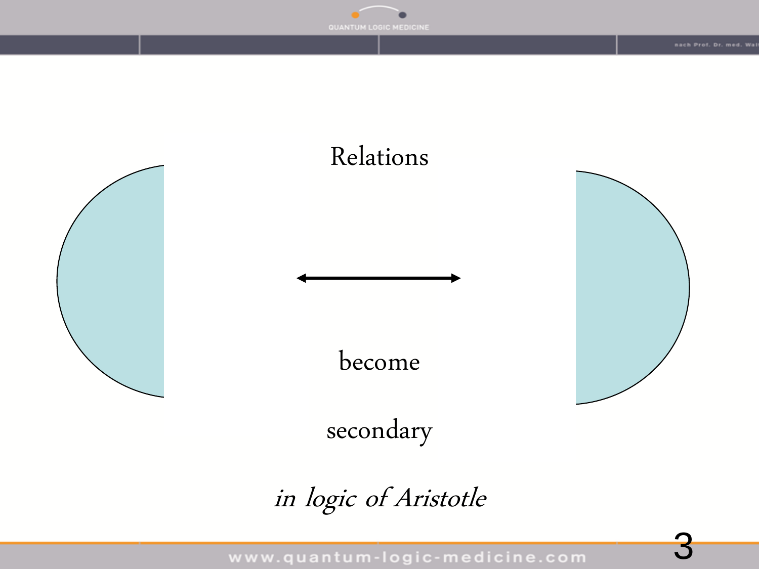Relations

become

secondary

*in logic of Aristotle*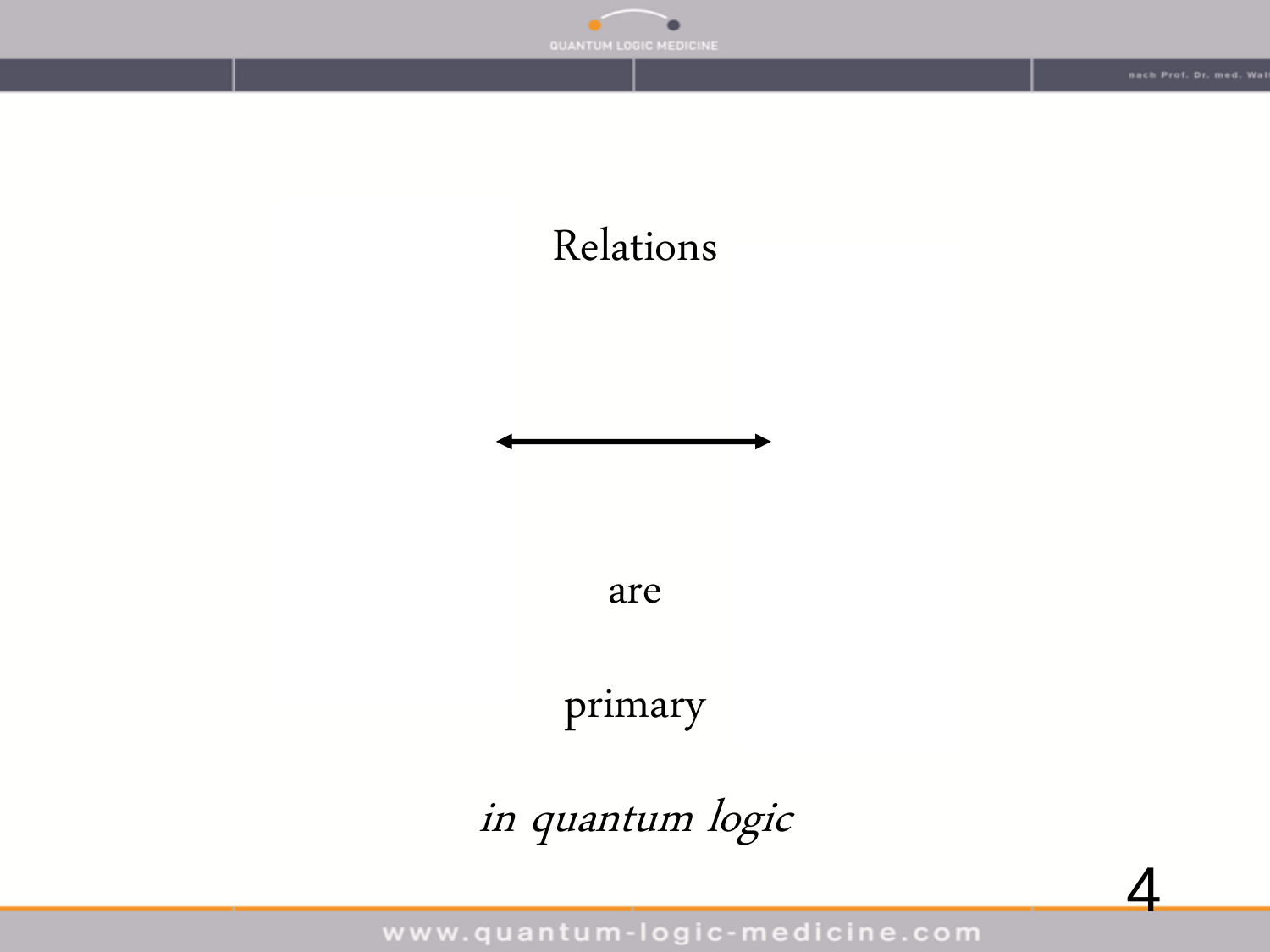Relations

↔

are

primary

*in quantum logic*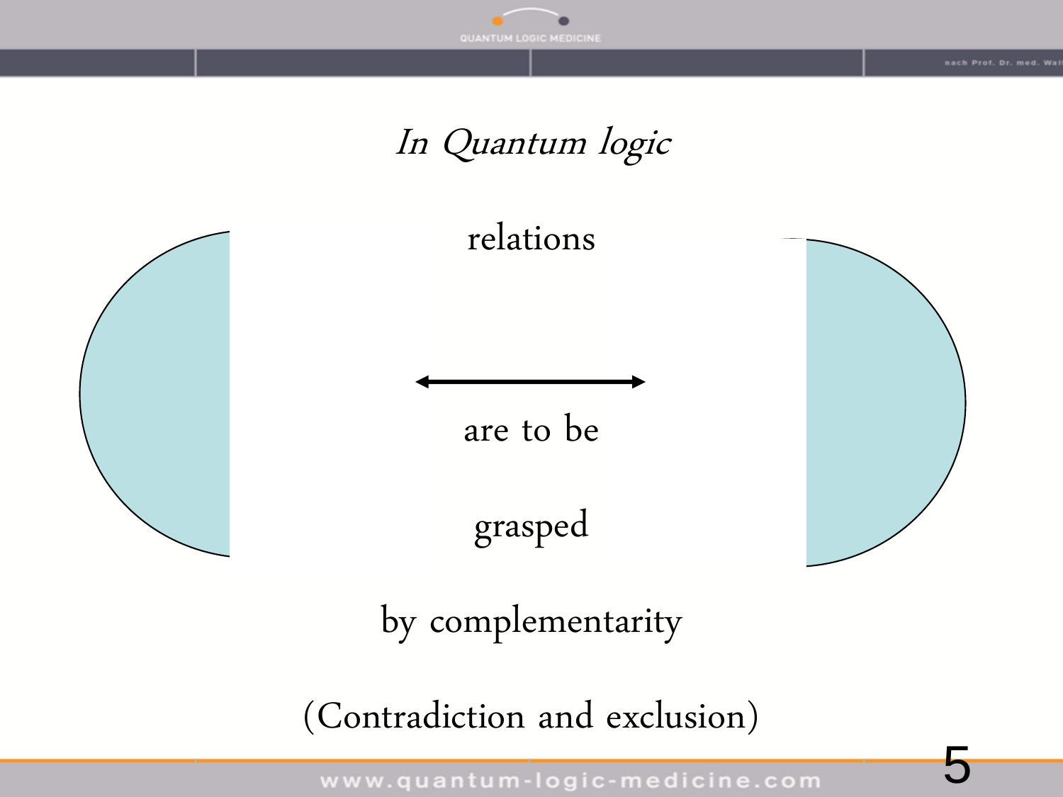*In Quantum logic*

relations

↔

are to be

grasped

by complementarity

(Contradiction and exclusion)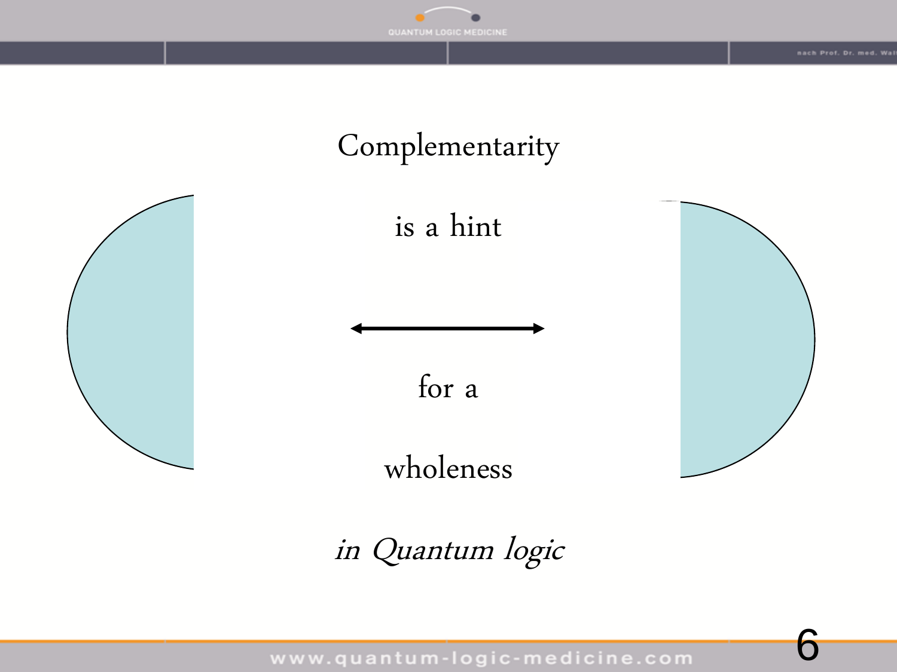Complementarity

is a hint

↔

for a

wholeness

*in Quantum logic*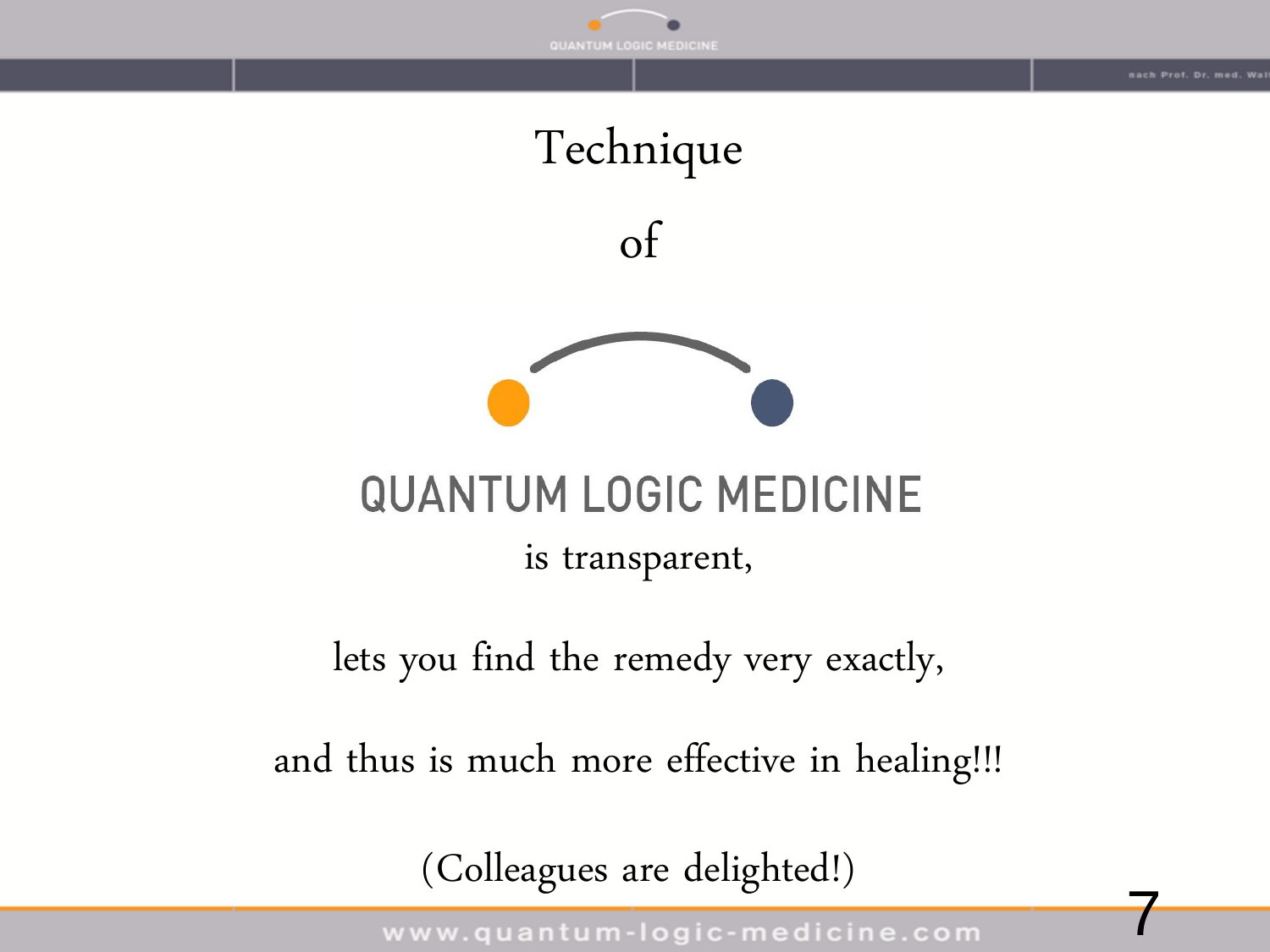Technique

of

QUANTUM LOGIC MEDICINE

is transparent,

lets you find the remedy very exactly,

and thus is much more effective in healing!!!

(Colleagues are delighted!)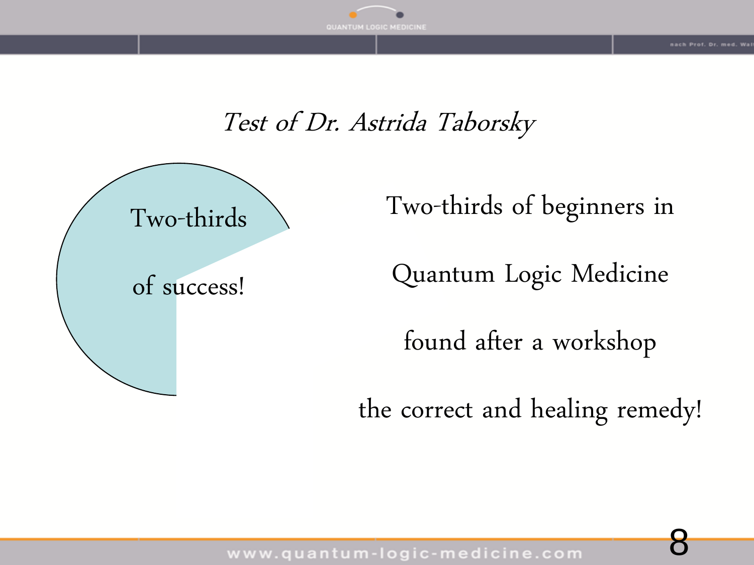*Test of Dr. Astrida Taborsky*

Two-thirds

of success!

Two-thirds of beginners in

Quantum Logic Medicine

found after a workshop

the correct and healing remedy!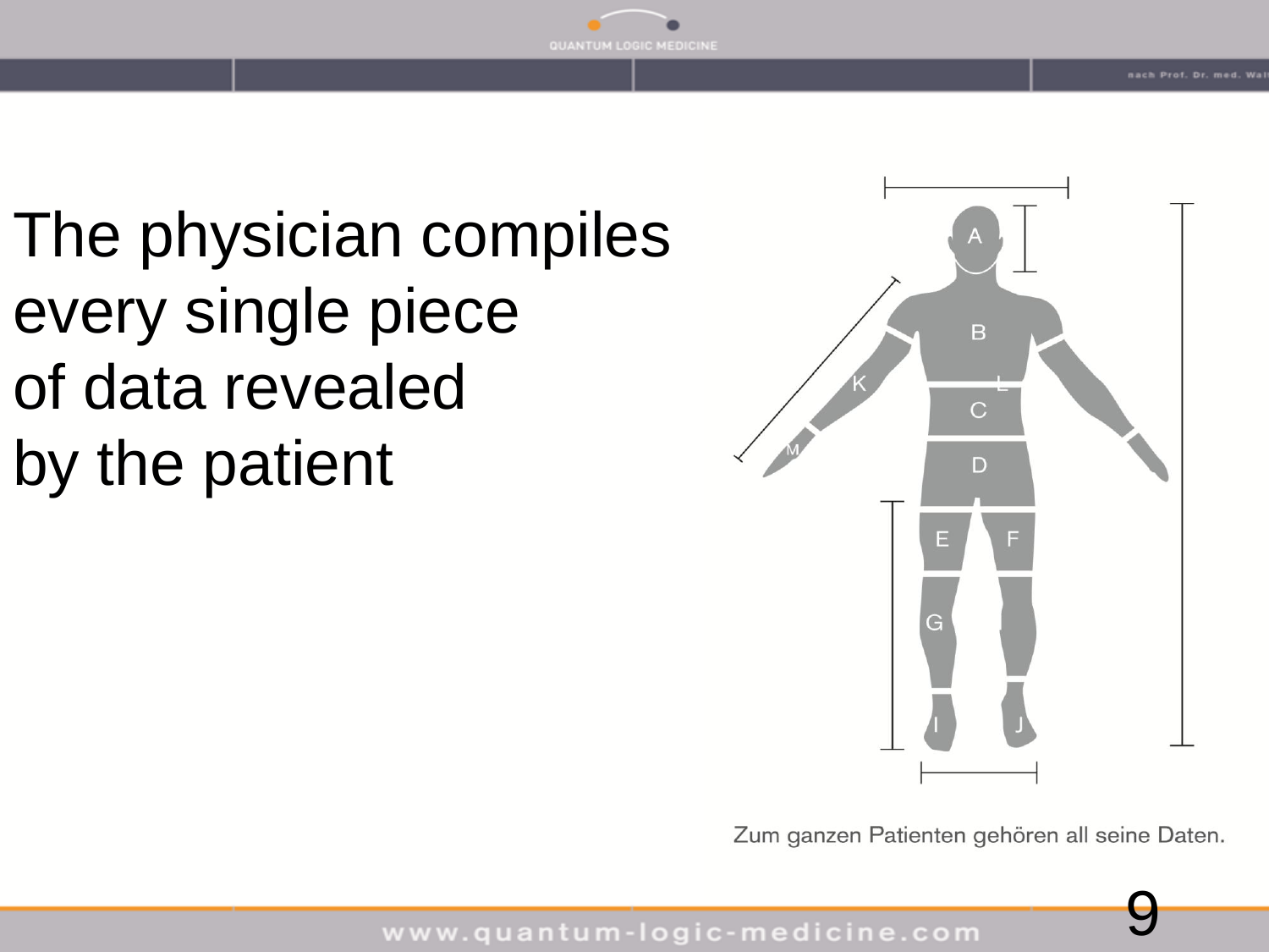The physician compiles every single piece of data revealed by the patient

Zum ganzen Patienten gehören all seine Daten.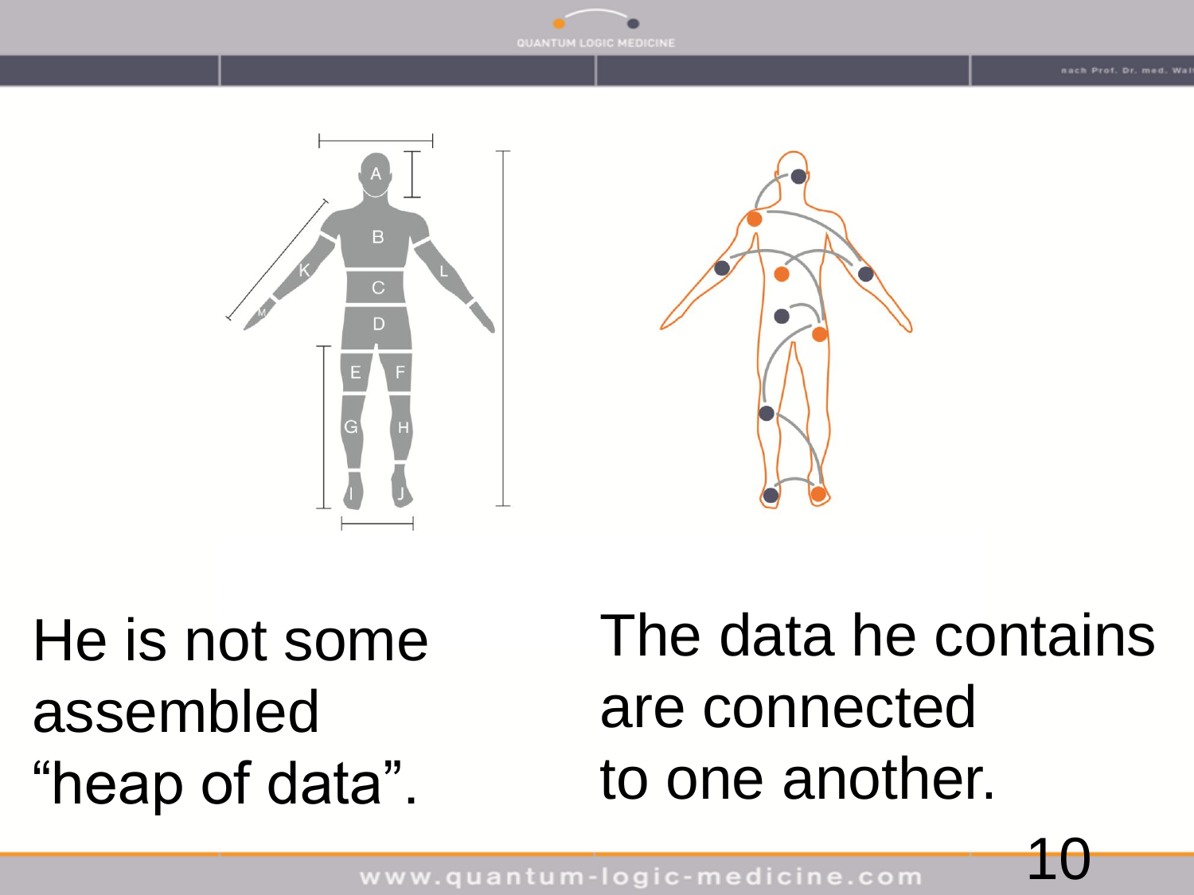He is not some assembled "heap of data".

The data he contains are connected to one another.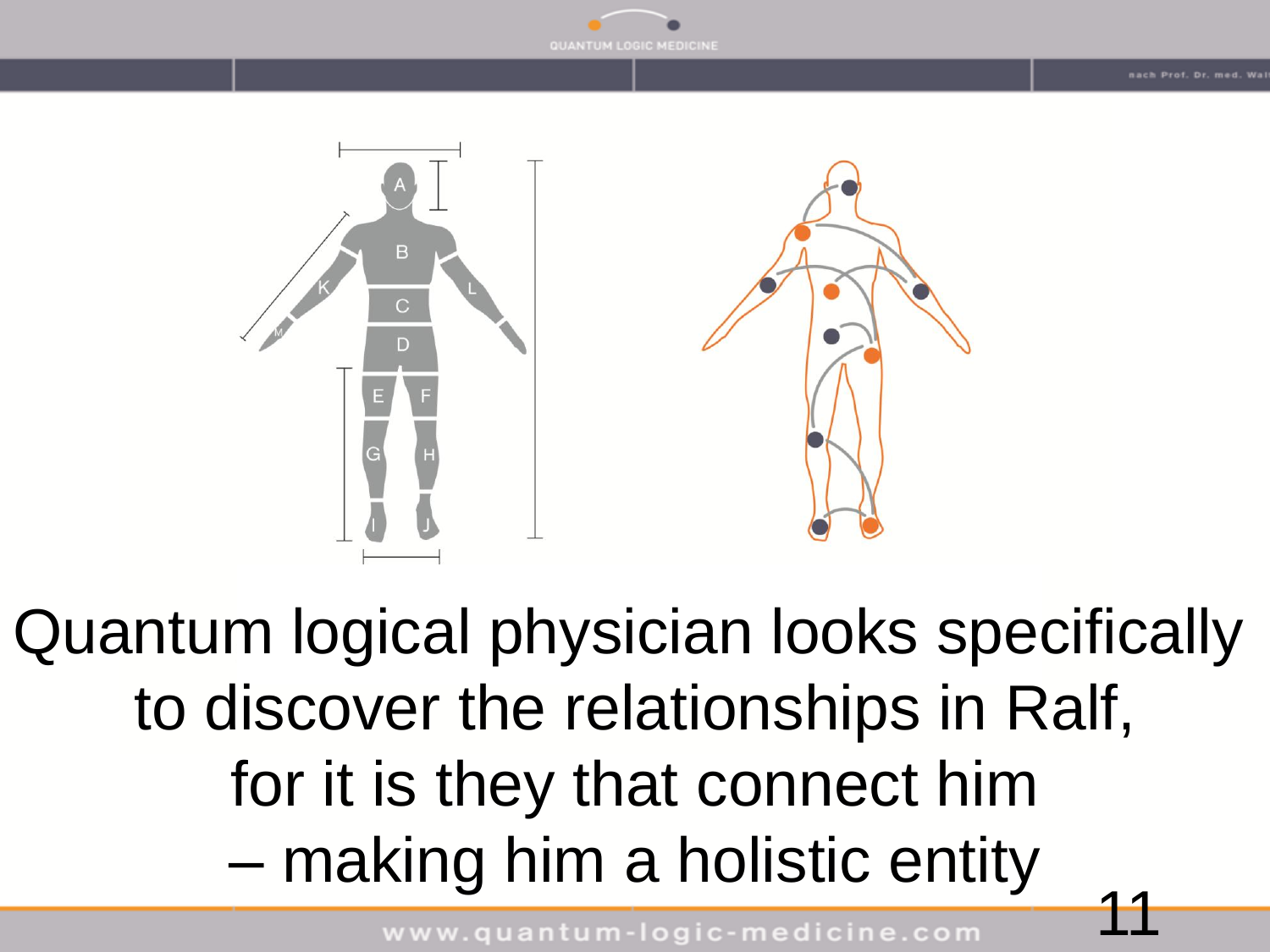Quantum logical physician looks specifically to discover the relationships in Ralf, for it is they that connect him – making him a holistic entity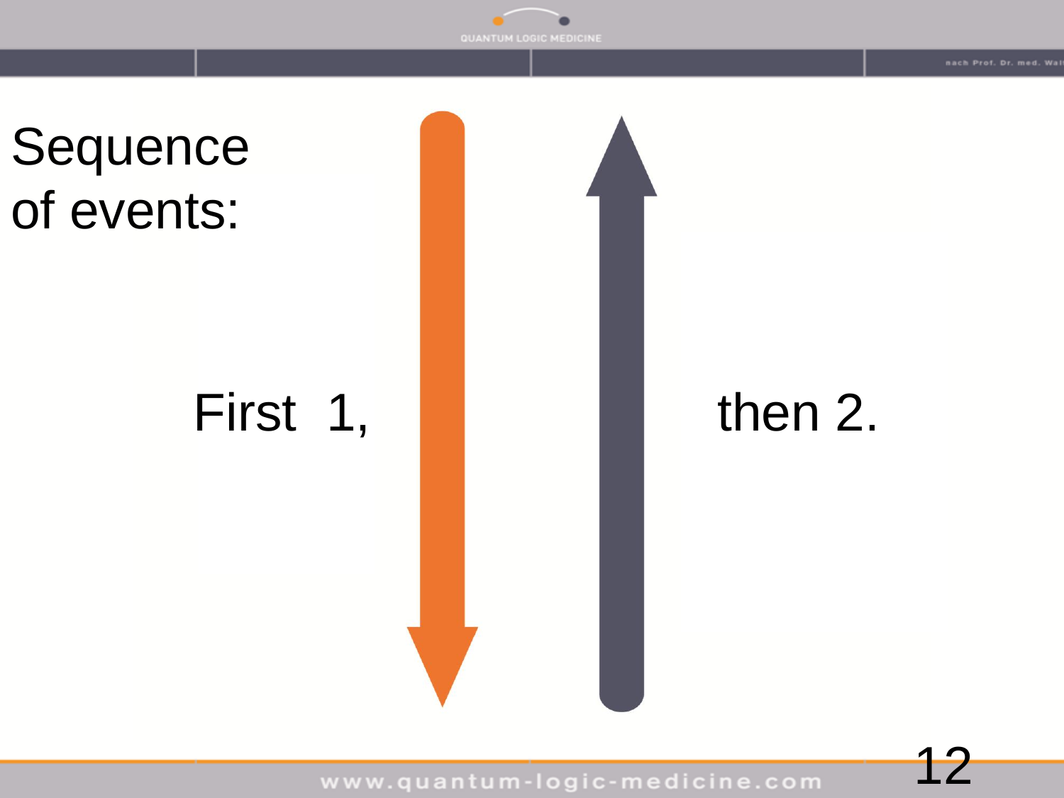Sequence of events:

First 1, then 2.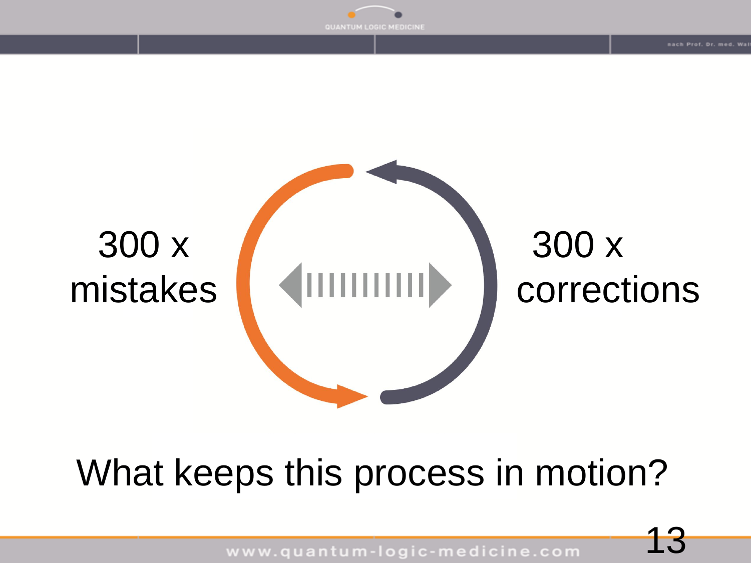300 x mistakes

300 x corrections

What keeps this process in motion?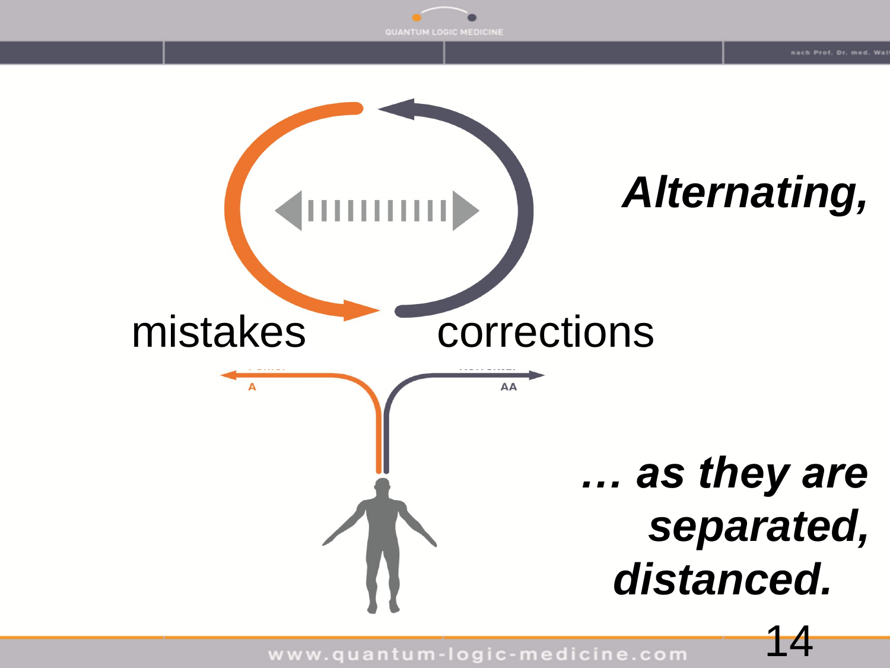mistakes

corrections

A

AA

***Alternating,***

***… as they are separated, distanced.***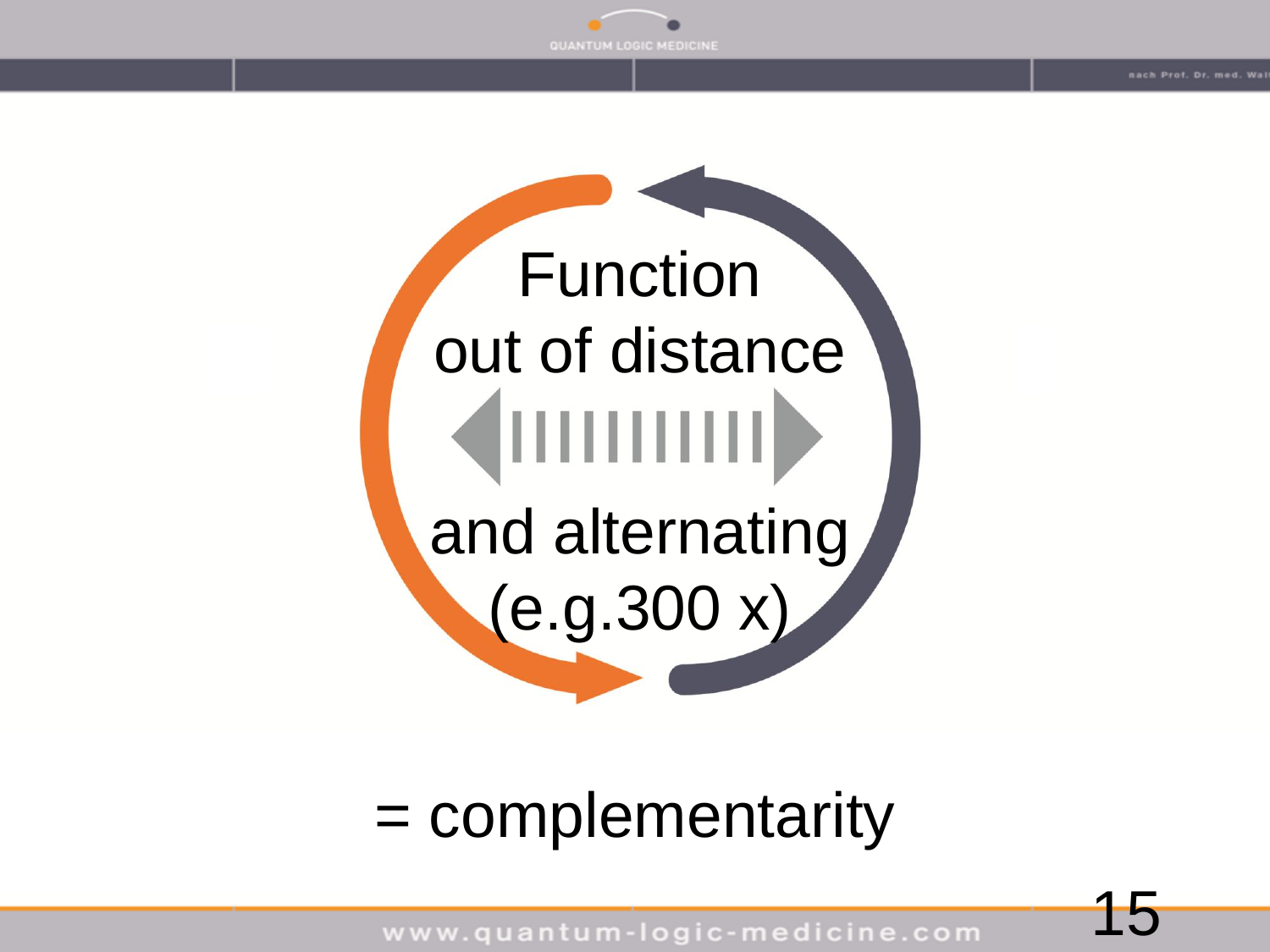Function
out of distance

and alternating
(e.g.300 x)

= complementarity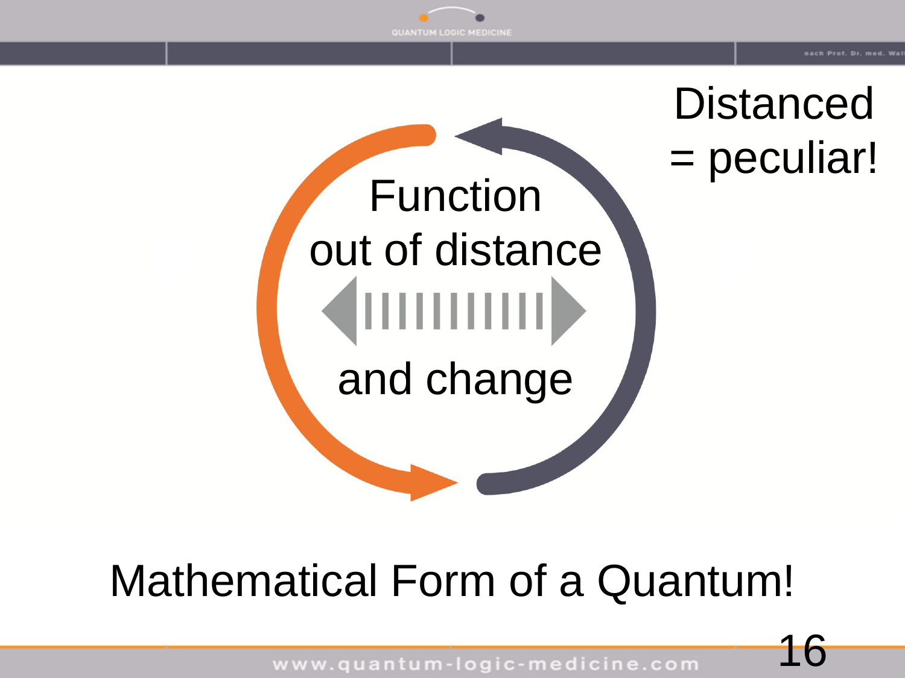Distanced = peculiar!

Function out of distance and change

Mathematical Form of a Quantum!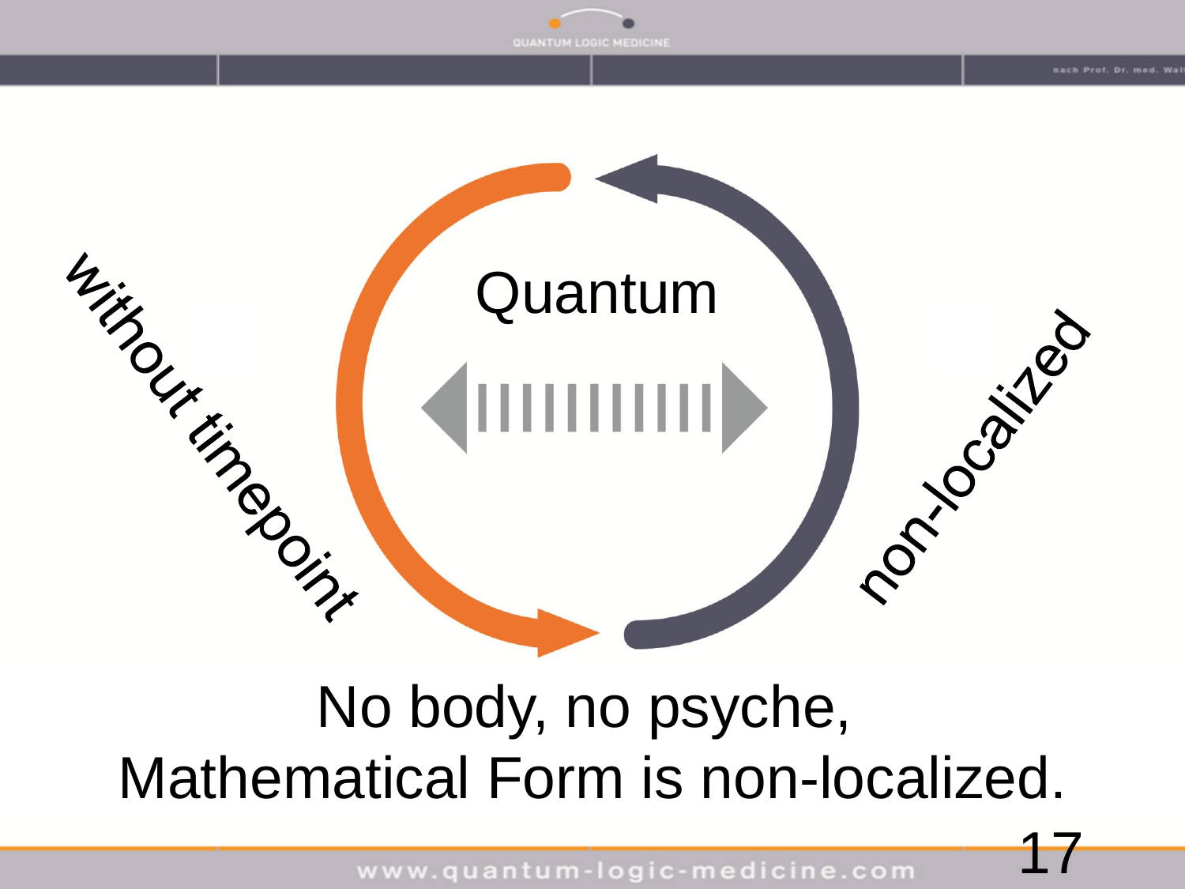Quantum

without timepoint

non-localized

No body, no psyche,
Mathematical Form is non-localized.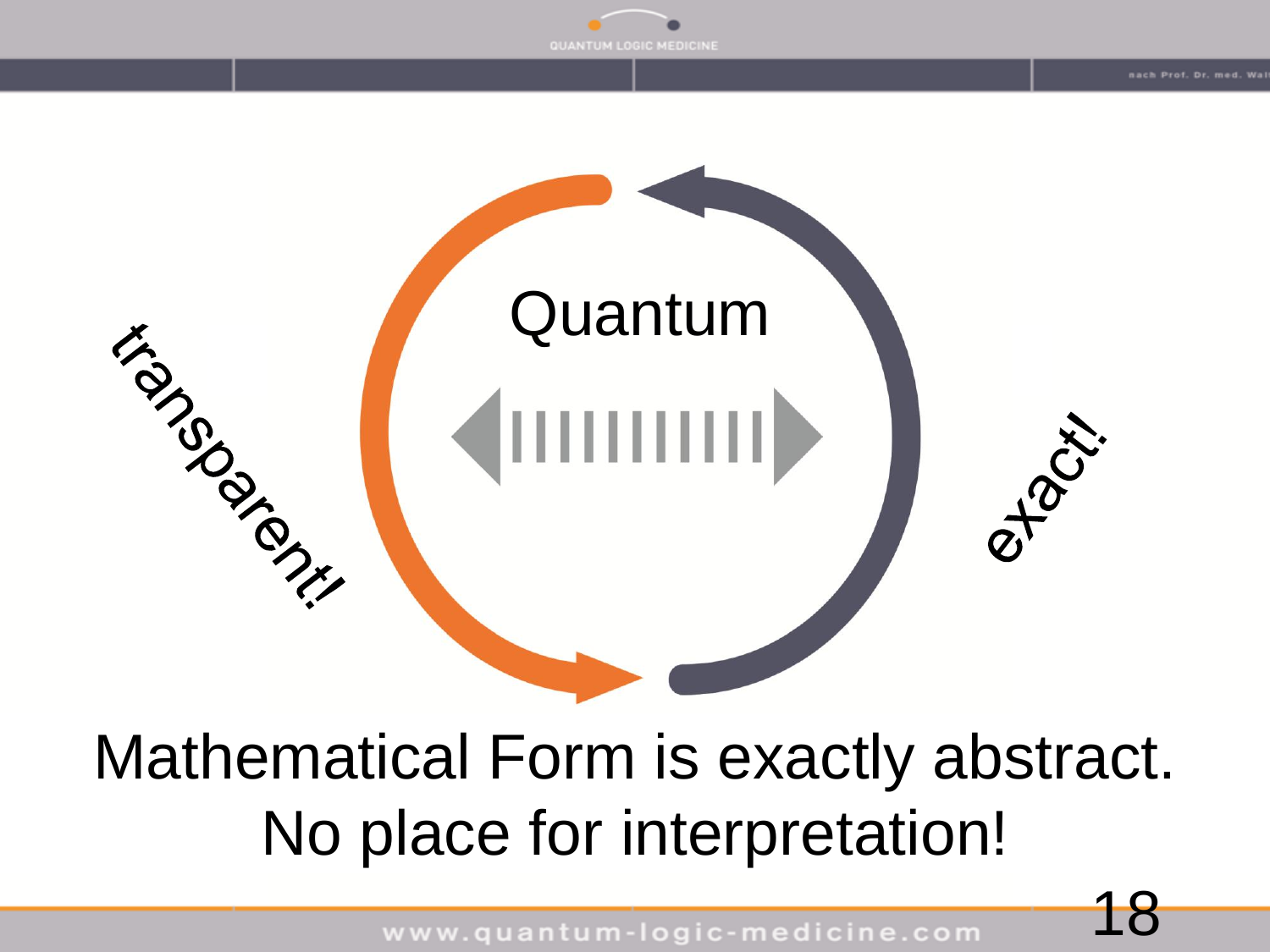transparent!

Quantum

exact!

Mathematical Form is exactly abstract.
No place for interpretation!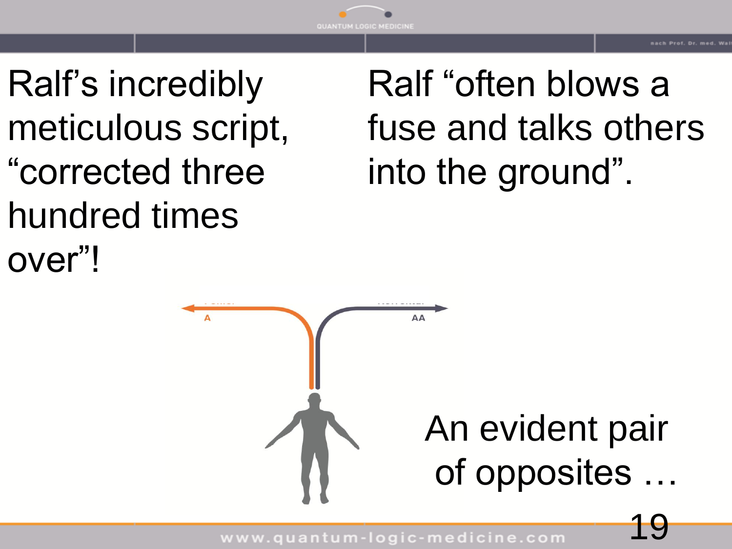Ralf's incredibly meticulous script, "corrected three hundred times over"!

Ralf "often blows a fuse and talks others into the ground".

A

AA

An evident pair of opposites …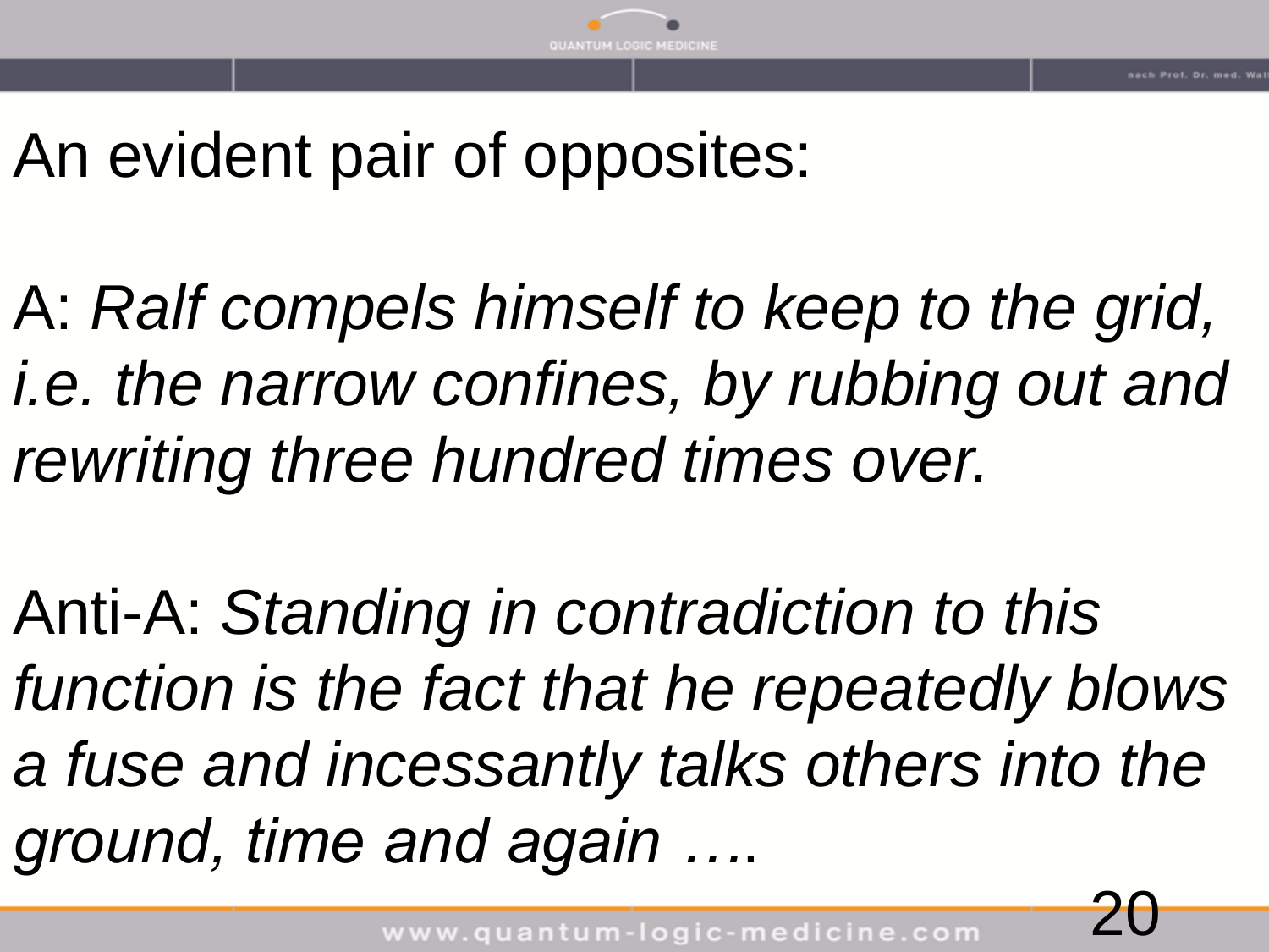An evident pair of opposites:

A: *Ralf compels himself to keep to the grid, i.e. the narrow confines, by rubbing out and rewriting three hundred times over.*

Anti-A: *Standing in contradiction to this function is the fact that he repeatedly blows a fuse and incessantly talks others into the ground, time and again ….*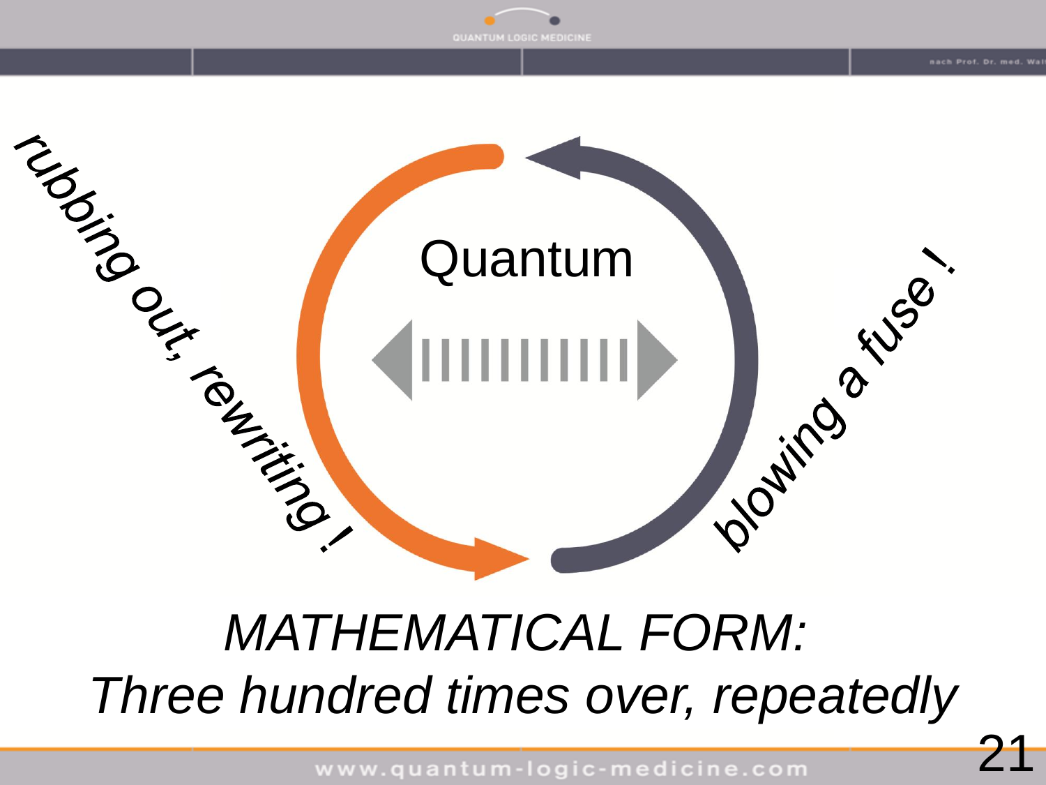rubbing out, rewriting !

Quantum

blowing a fuse !

*MATHEMATICAL FORM:*
*Three hundred times over, repeatedly*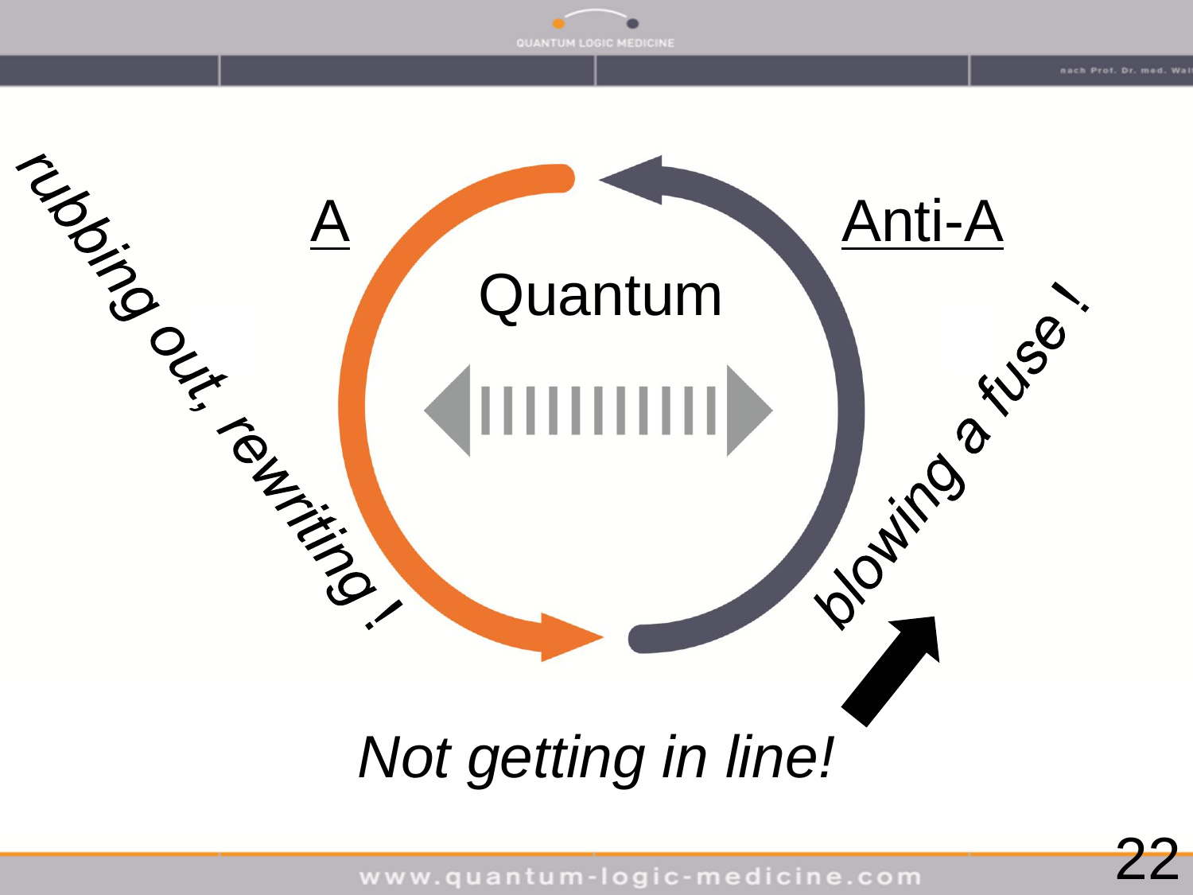rubbing out, rewriting !

A

Quantum

Anti-A

blowing a fuse !

*Not getting in line!*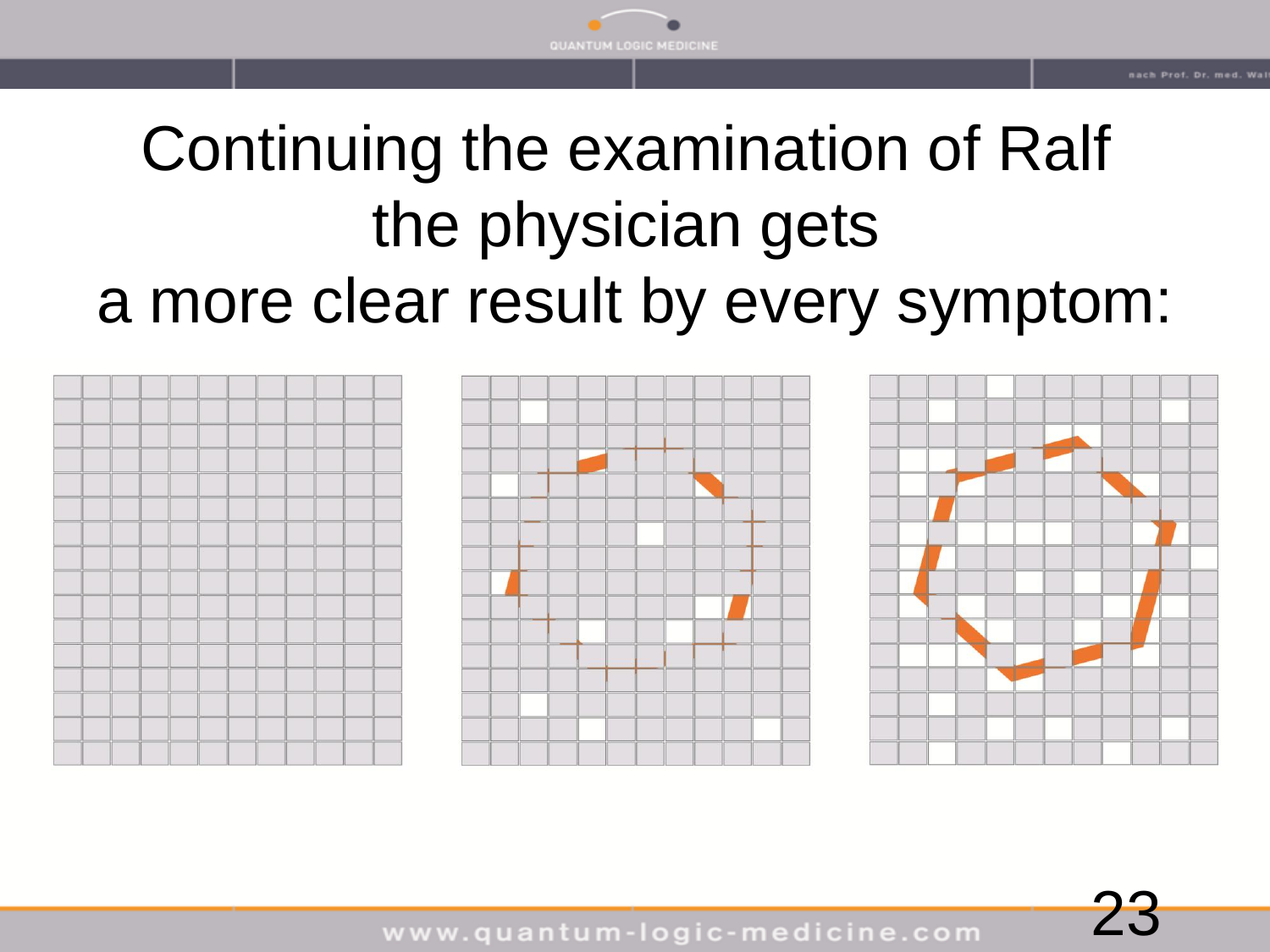# Continuing the examination of Ralf the physician gets a more clear result by every symptom: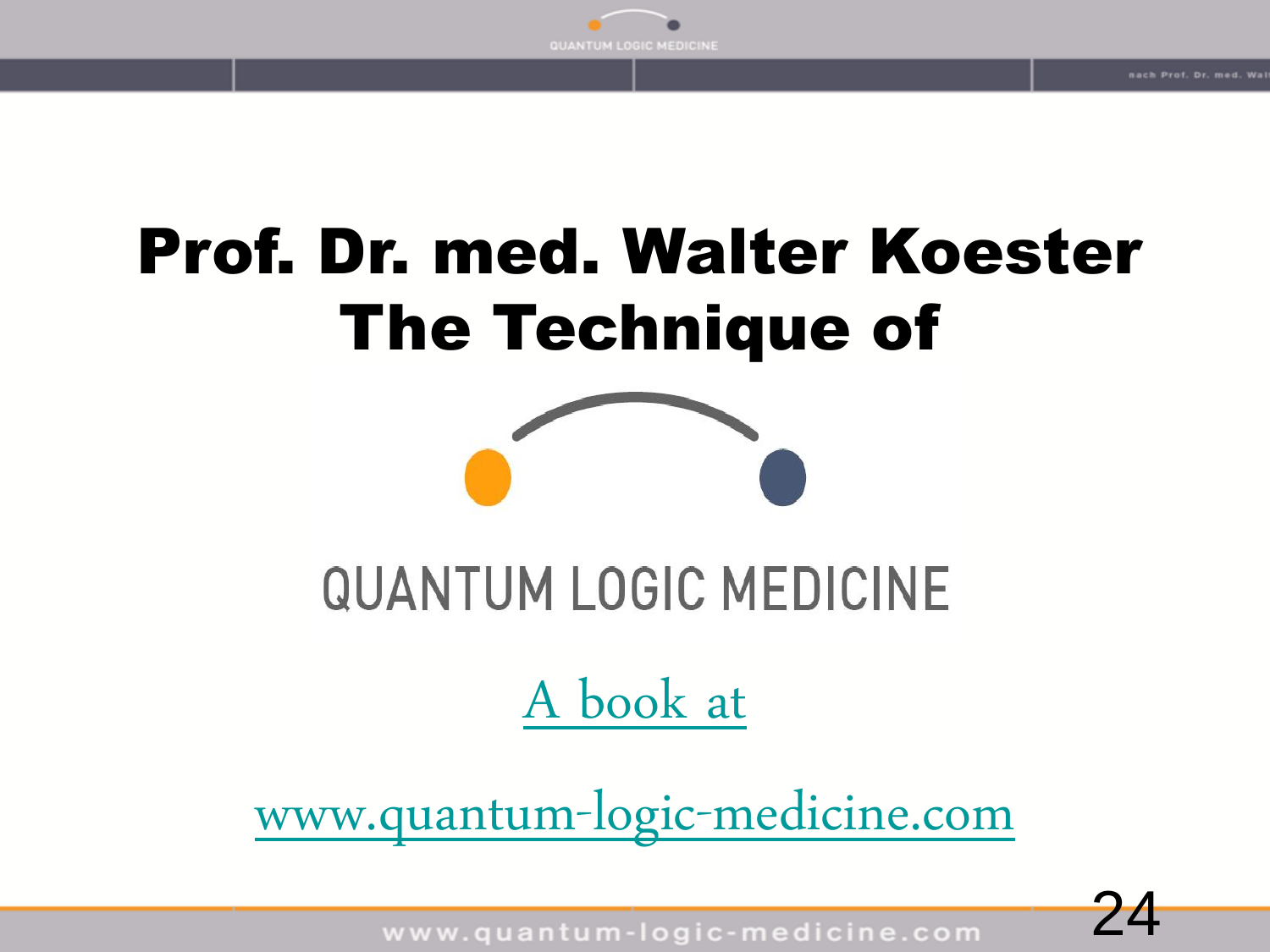# Prof. Dr. med. Walter Koester
# The Technique of

QUANTUM LOGIC MEDICINE

A book at

www.quantum-logic-medicine.com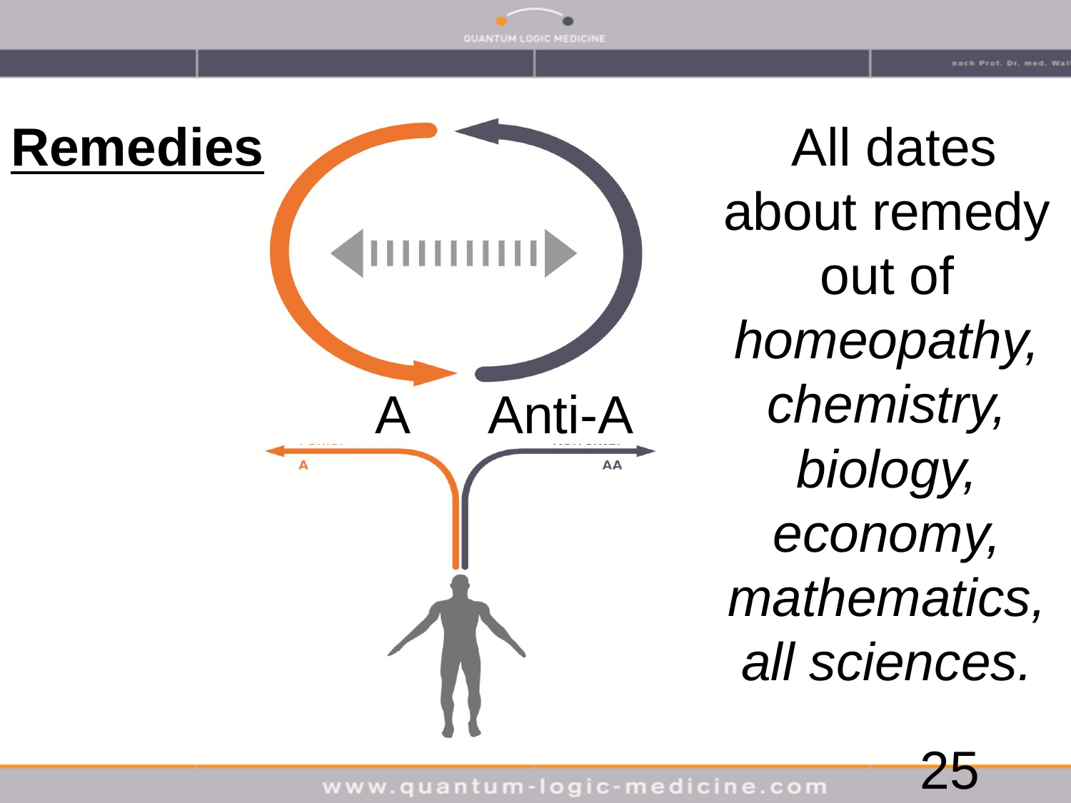# Remedies

A Anti-A

A AA

All dates about remedy out of *homeopathy, chemistry, biology, economy, mathematics, all sciences.*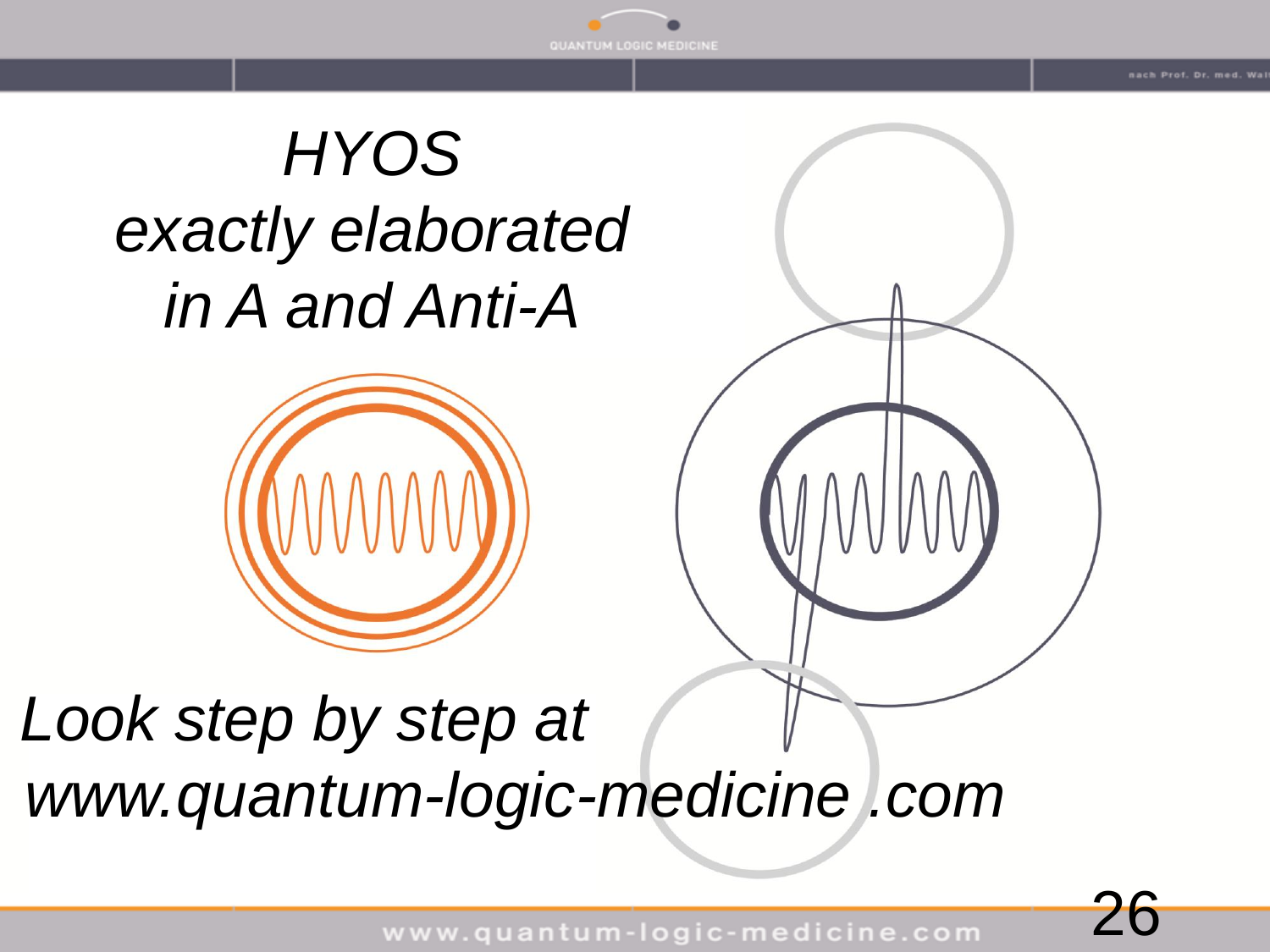*HYOS*
*exactly elaborated*
*in A and Anti-A*

*Look step by step at*
*www.quantum-logic-medicine .com*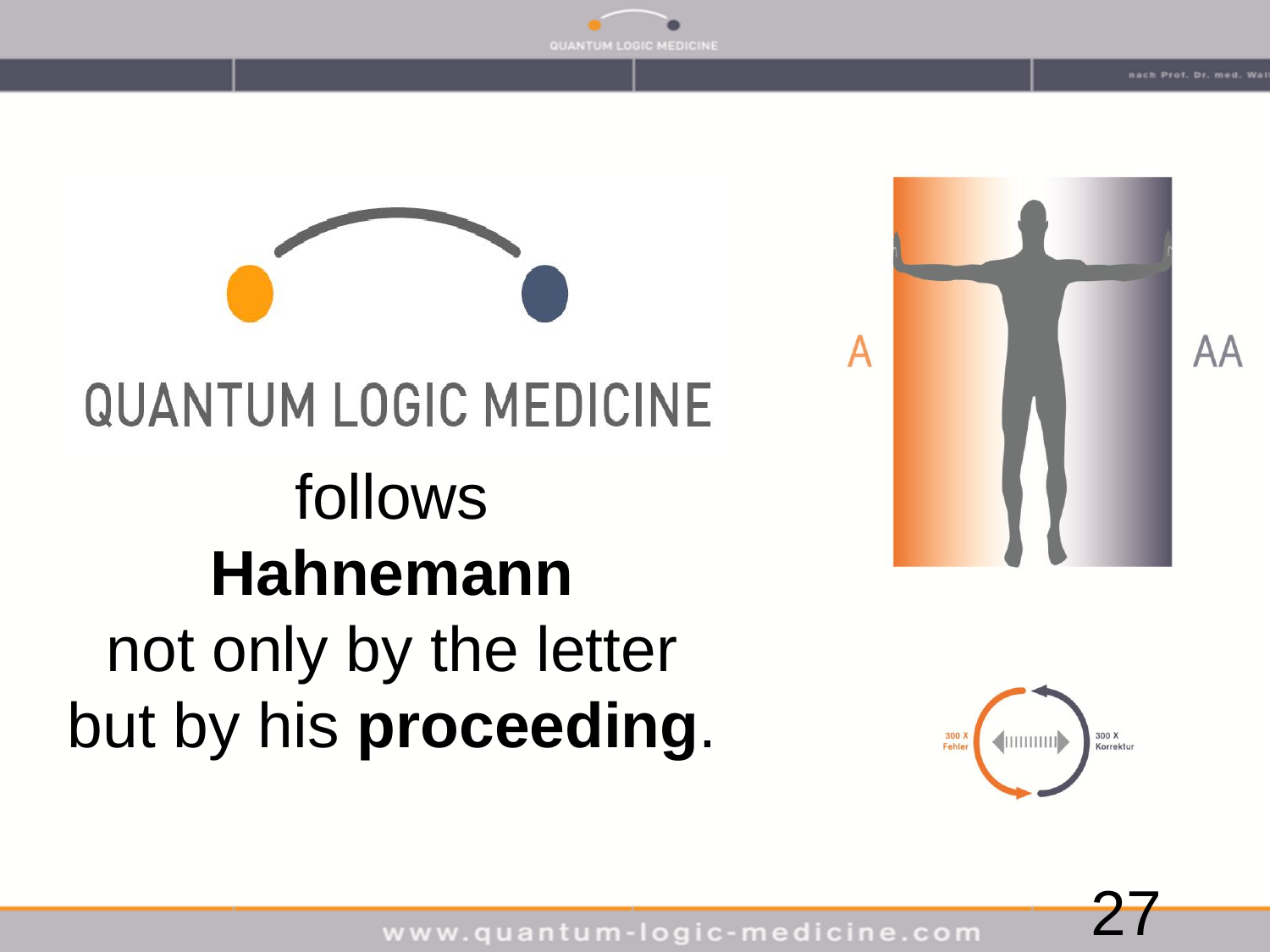QUANTUM LOGIC MEDICINE

follows

**Hahnemann**

not only by the letter

but by his **proceeding**.

A

AA

300 X Fehler

300 X Korrektur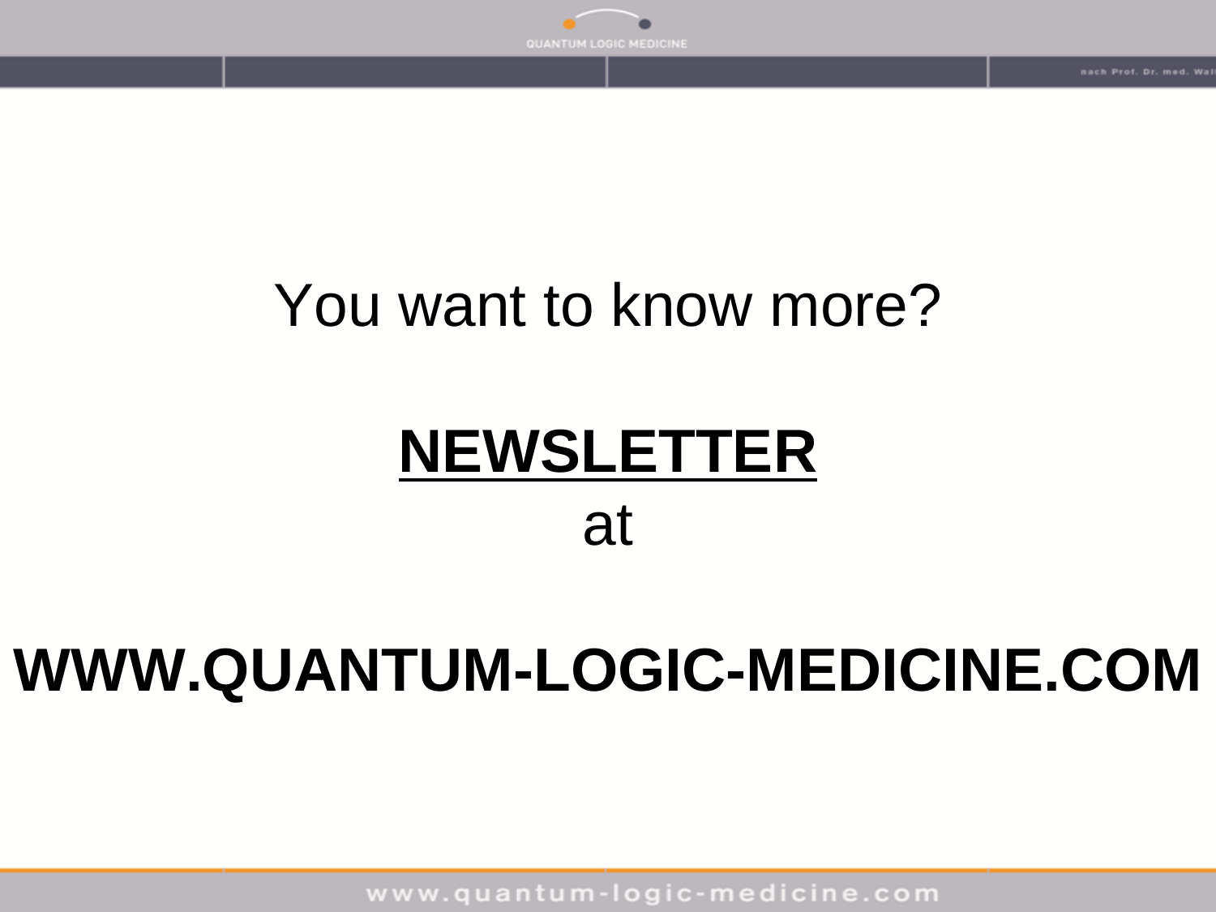You want to know more?

**NEWSLETTER**

at

**WWW.QUANTUM-LOGIC-MEDICINE.COM**